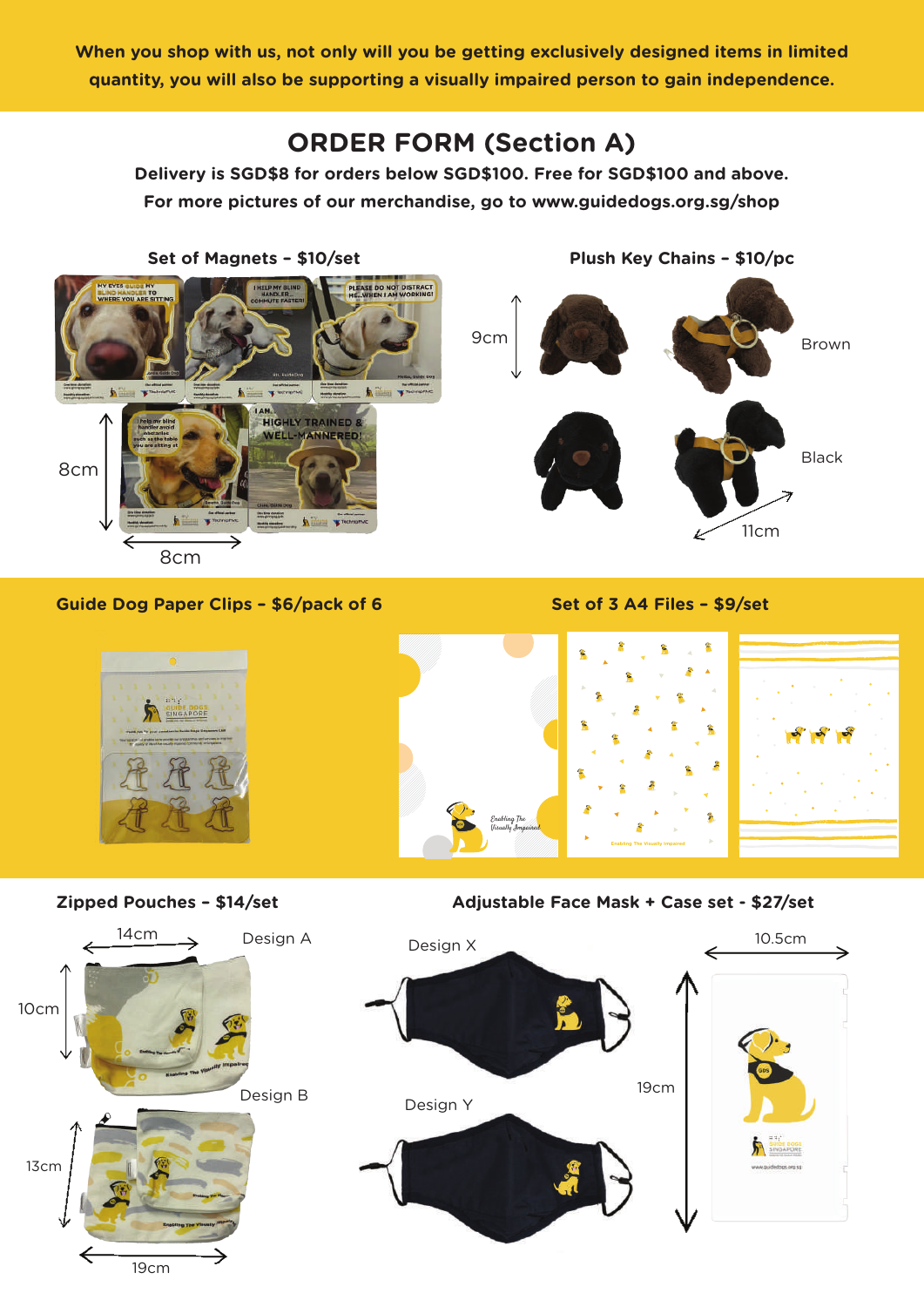When you shop with us, not only will you be getting exclusively designed items in limited quantity, you will also be supporting a visually impaired person to gain independence.

# ORDER FORM (Section A)

**Delivery is SGD$8 for orders below SGD$100. Free for SGD$100 and above.**

**For more pictures of our merchandise, go to www.guidedogs.org.sg/shop**

### Set of Magnets – $10/set

8cm × 8cm

### Plush Key Chains – $10/pc

9cm × 11cm

Brown

Black

### Guide Dog Paper Clips – $6/pack of 6

### Set of 3 A4 Files – $9/set

### Zipped Pouches – $14/set

Design A: 14cm × 10cm

Design B: 19cm × 13cm

### Adjustable Face Mask + Case set - $27/set

Design X

Design Y

Case: 10.5cm × 19cm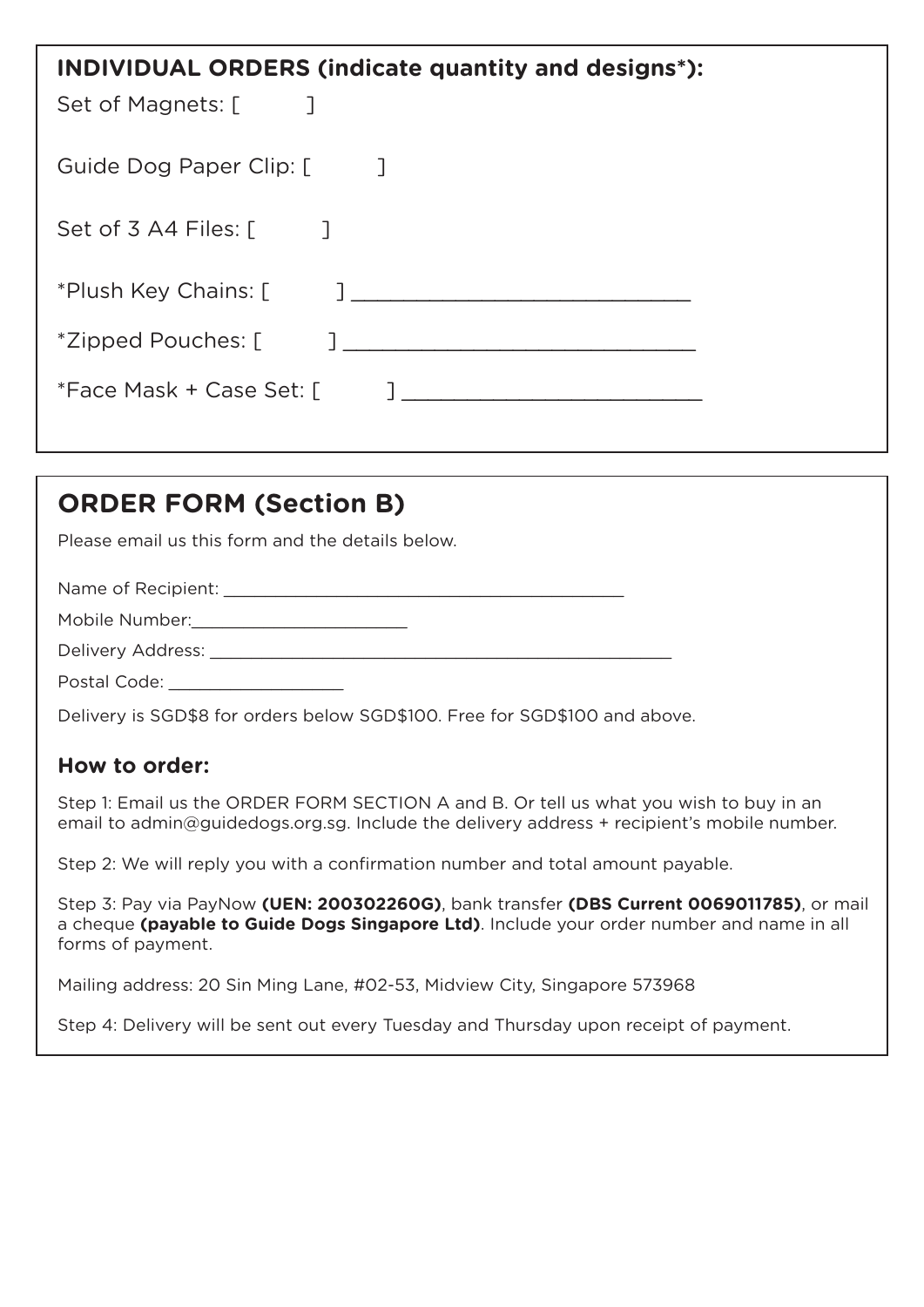**INDIVIDUAL ORDERS (indicate quantity and designs*):**

Set of Magnets: [ ]

Guide Dog Paper Clip: [ ]

Set of 3 A4 Files: [ ]

*Plush Key Chains: [ ] ____________________________

*Zipped Pouches: [ ] ______________________________

*Face Mask + Case Set: [ ] _________________________

## ORDER FORM (Section B)

Please email us this form and the details below.

Name of Recipient: __________________________________________

Mobile Number:______________________

Delivery Address: ________________________________________________

Postal Code: __________________

Delivery is SGD$8 for orders below SGD$100. Free for SGD$100 and above.

### How to order:

Step 1: Email us the ORDER FORM SECTION A and B. Or tell us what you wish to buy in an email to admin@guidedogs.org.sg. Include the delivery address + recipient's mobile number.

Step 2: We will reply you with a confirmation number and total amount payable.

Step 3: Pay via PayNow **(UEN: 200302260G)**, bank transfer **(DBS Current 0069011785)**, or mail a cheque **(payable to Guide Dogs Singapore Ltd)**. Include your order number and name in all forms of payment.

Mailing address: 20 Sin Ming Lane, #02-53, Midview City, Singapore 573968

Step 4: Delivery will be sent out every Tuesday and Thursday upon receipt of payment.